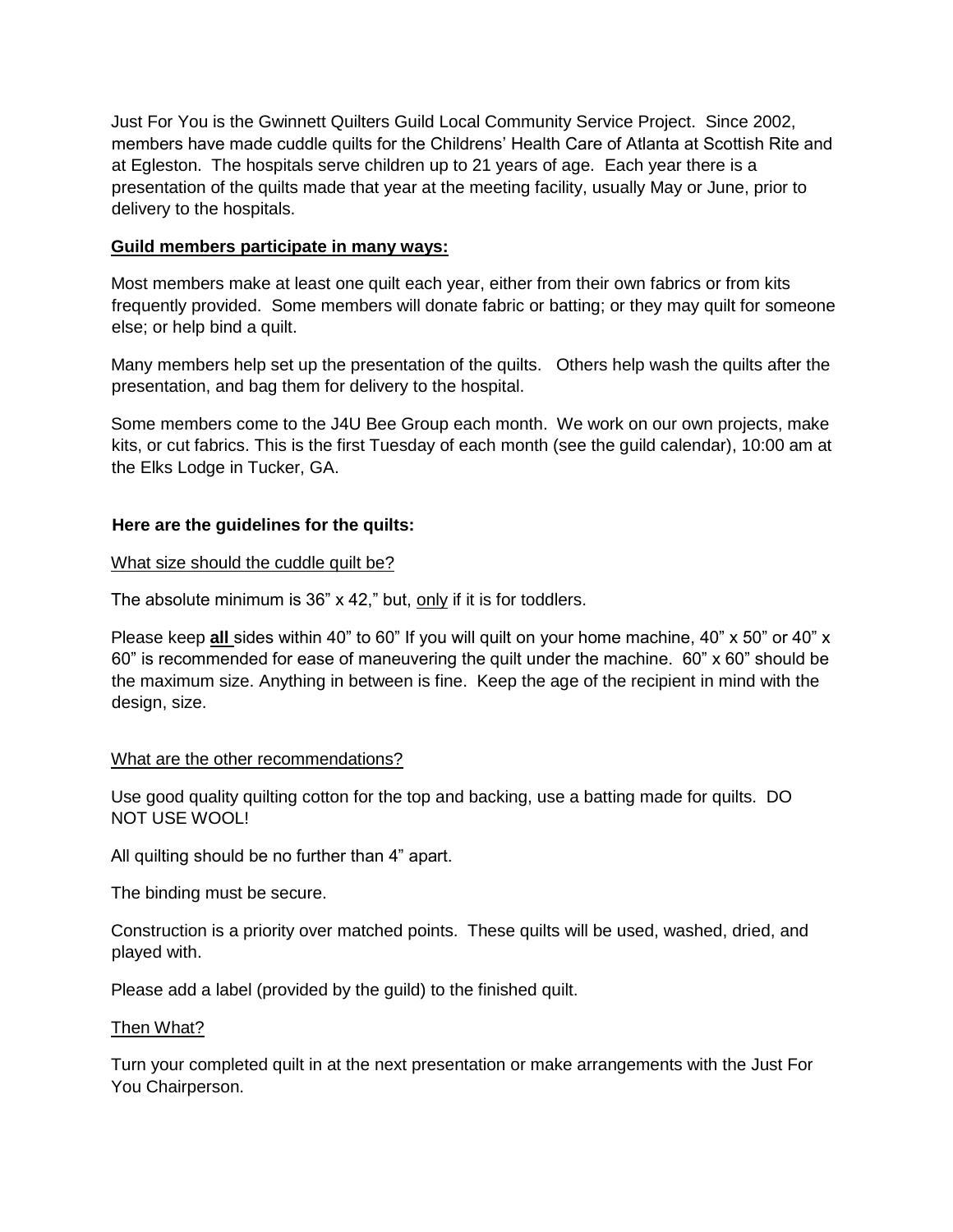Just For You is the Gwinnett Quilters Guild Local Community Service Project. Since 2002, members have made cuddle quilts for the Childrens' Health Care of Atlanta at Scottish Rite and at Egleston. The hospitals serve children up to 21 years of age. Each year there is a presentation of the quilts made that year at the meeting facility, usually May or June, prior to delivery to the hospitals.

**Guild members participate in many ways:**

Most members make at least one quilt each year, either from their own fabrics or from kits frequently provided. Some members will donate fabric or batting; or they may quilt for someone else; or help bind a quilt.

Many members help set up the presentation of the quilts. Others help wash the quilts after the presentation, and bag them for delivery to the hospital.

Some members come to the J4U Bee Group each month. We work on our own projects, make kits, or cut fabrics. This is the first Tuesday of each month (see the guild calendar), 10:00 am at the Elks Lodge in Tucker, GA.

**Here are the guidelines for the quilts:**

What size should the cuddle quilt be?

The absolute minimum is 36" x 42," but, only if it is for toddlers.

Please keep **all** sides within 40" to 60" If you will quilt on your home machine, 40" x 50" or 40" x 60" is recommended for ease of maneuvering the quilt under the machine. 60" x 60" should be the maximum size. Anything in between is fine. Keep the age of the recipient in mind with the design, size.

What are the other recommendations?

Use good quality quilting cotton for the top and backing, use a batting made for quilts. DO NOT USE WOOL!

All quilting should be no further than 4" apart.

The binding must be secure.

Construction is a priority over matched points. These quilts will be used, washed, dried, and played with.

Please add a label (provided by the guild) to the finished quilt.

Then What?

Turn your completed quilt in at the next presentation or make arrangements with the Just For You Chairperson.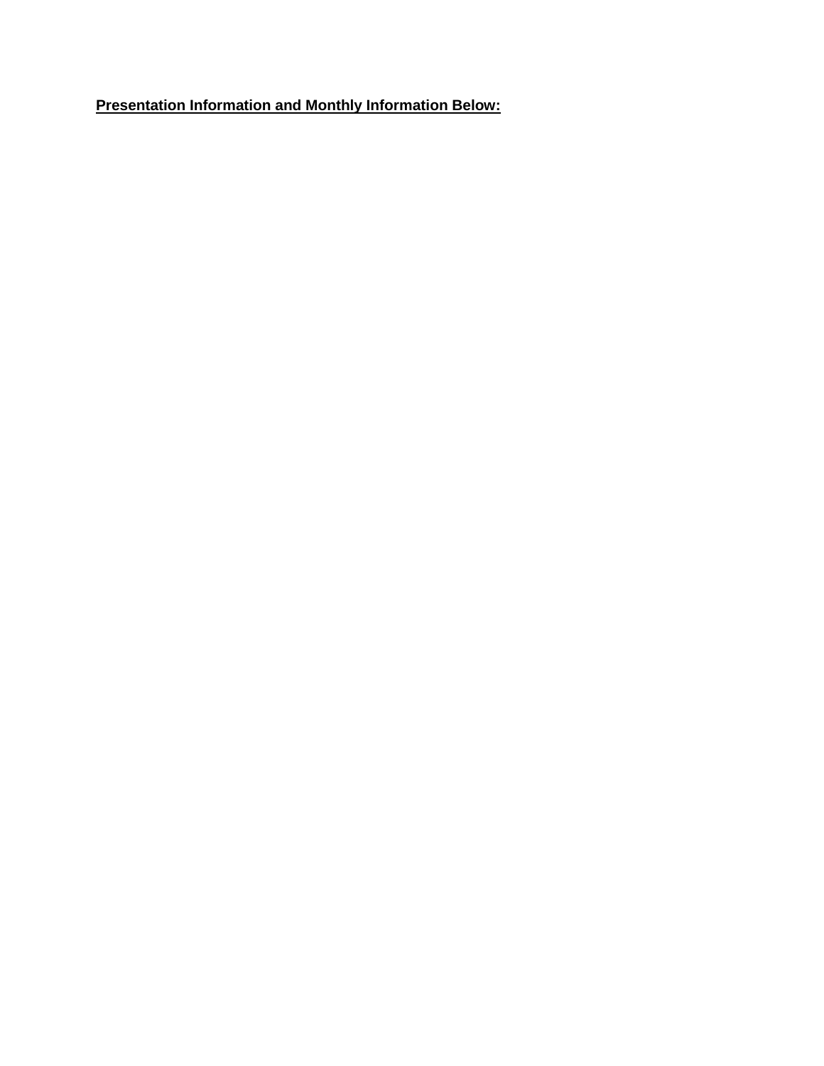**<u>Presentation Information and Monthly Information Below:</u>**